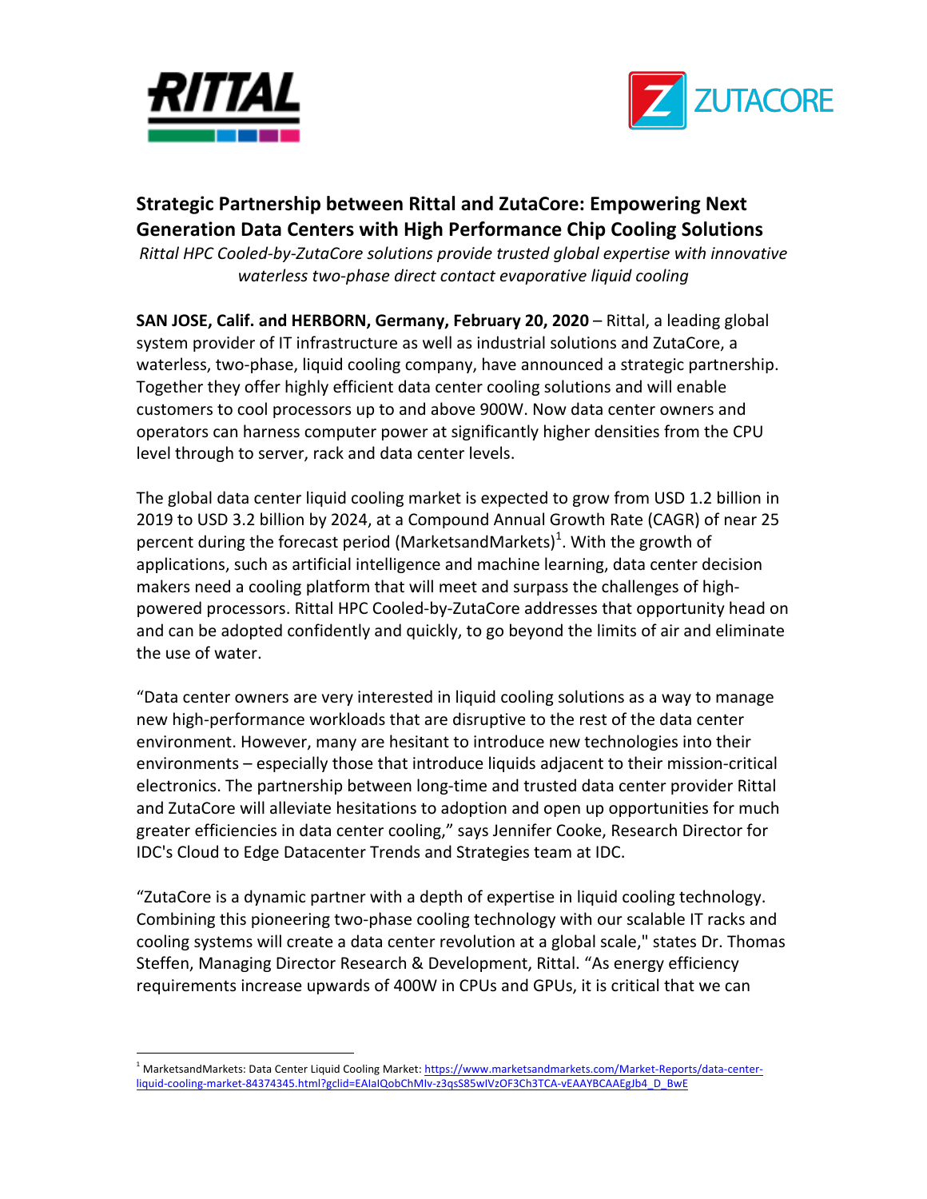# Strategic Partnership between Rittal and ZutaCore: Empowering Next Generation Data Centers with High Performance Chip Cooling Solutions

*Rittal HPC Cooled-by-ZutaCore solutions provide trusted global expertise with innovative waterless two-phase direct contact evaporative liquid cooling*

**SAN JOSE, Calif. and HERBORN, Germany, February 20, 2020** – Rittal, a leading global system provider of IT infrastructure as well as industrial solutions and ZutaCore, a waterless, two-phase, liquid cooling company, have announced a strategic partnership. Together they offer highly efficient data center cooling solutions and will enable customers to cool processors up to and above 900W. Now data center owners and operators can harness computer power at significantly higher densities from the CPU level through to server, rack and data center levels.

The global data center liquid cooling market is expected to grow from USD 1.2 billion in 2019 to USD 3.2 billion by 2024, at a Compound Annual Growth Rate (CAGR) of near 25 percent during the forecast period (MarketsandMarkets)[1]. With the growth of applications, such as artificial intelligence and machine learning, data center decision makers need a cooling platform that will meet and surpass the challenges of high-powered processors. Rittal HPC Cooled-by-ZutaCore addresses that opportunity head on and can be adopted confidently and quickly, to go beyond the limits of air and eliminate the use of water.

"Data center owners are very interested in liquid cooling solutions as a way to manage new high-performance workloads that are disruptive to the rest of the data center environment. However, many are hesitant to introduce new technologies into their environments – especially those that introduce liquids adjacent to their mission-critical electronics. The partnership between long-time and trusted data center provider Rittal and ZutaCore will alleviate hesitations to adoption and open up opportunities for much greater efficiencies in data center cooling," says Jennifer Cooke, Research Director for IDC's Cloud to Edge Datacenter Trends and Strategies team at IDC.

"ZutaCore is a dynamic partner with a depth of expertise in liquid cooling technology. Combining this pioneering two-phase cooling technology with our scalable IT racks and cooling systems will create a data center revolution at a global scale," states Dr. Thomas Steffen, Managing Director Research & Development, Rittal. "As energy efficiency requirements increase upwards of 400W in CPUs and GPUs, it is critical that we can

---

[1] MarketsandMarkets: Data Center Liquid Cooling Market: https://www.marketsandmarkets.com/Market-Reports/data-center-liquid-cooling-market-84374345.html?gclid=EAIaIQobChMIv-z3qsS85wIVzOF3Ch3TCA-vEAAYBCAAEgJb4_D_BwE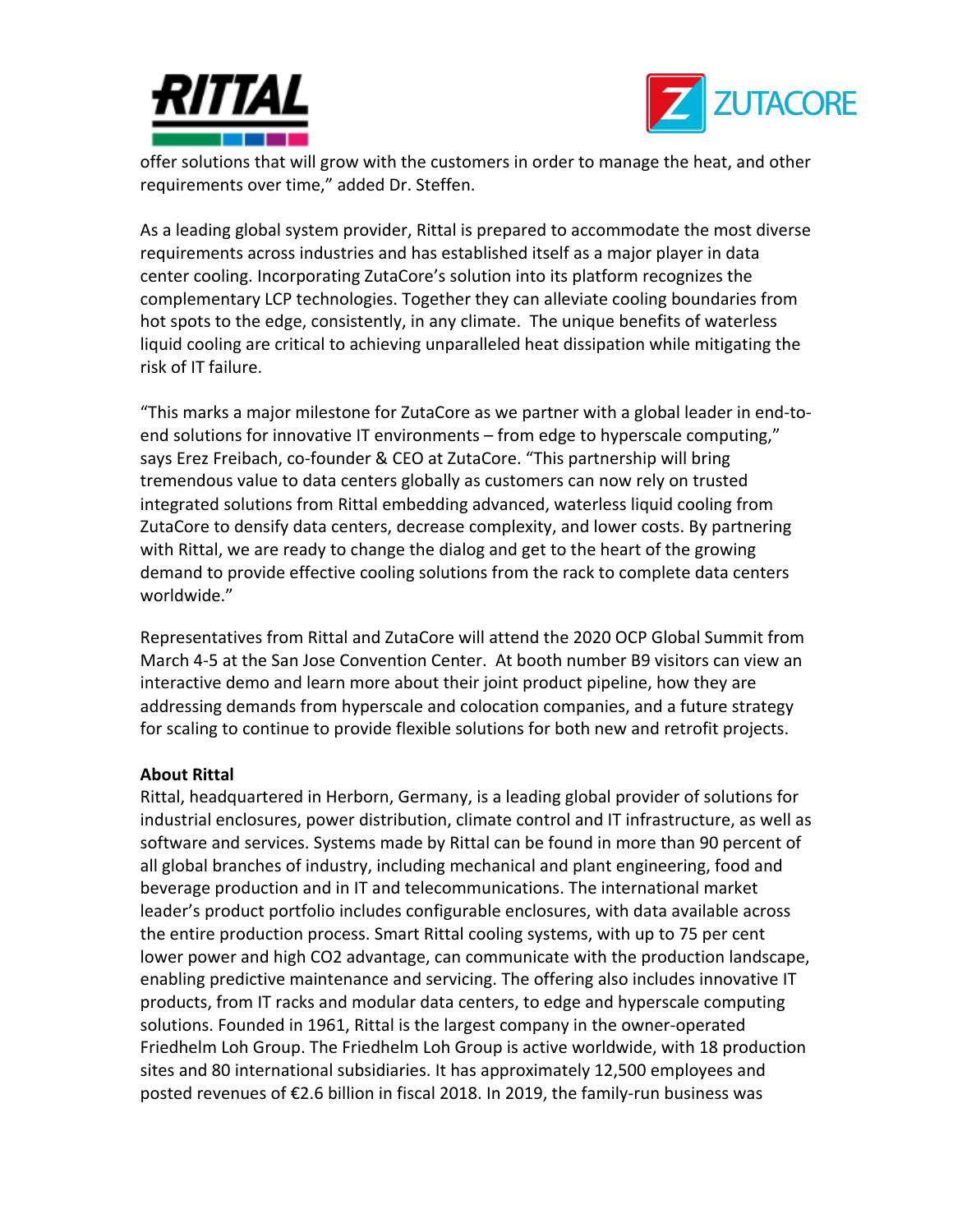offer solutions that will grow with the customers in order to manage the heat, and other requirements over time," added Dr. Steffen.

As a leading global system provider, Rittal is prepared to accommodate the most diverse requirements across industries and has established itself as a major player in data center cooling. Incorporating ZutaCore's solution into its platform recognizes the complementary LCP technologies. Together they can alleviate cooling boundaries from hot spots to the edge, consistently, in any climate. The unique benefits of waterless liquid cooling are critical to achieving unparalleled heat dissipation while mitigating the risk of IT failure.

"This marks a major milestone for ZutaCore as we partner with a global leader in end-to-end solutions for innovative IT environments – from edge to hyperscale computing," says Erez Freibach, co-founder & CEO at ZutaCore. "This partnership will bring tremendous value to data centers globally as customers can now rely on trusted integrated solutions from Rittal embedding advanced, waterless liquid cooling from ZutaCore to densify data centers, decrease complexity, and lower costs. By partnering with Rittal, we are ready to change the dialog and get to the heart of the growing demand to provide effective cooling solutions from the rack to complete data centers worldwide."

Representatives from Rittal and ZutaCore will attend the 2020 OCP Global Summit from March 4-5 at the San Jose Convention Center. At booth number B9 visitors can view an interactive demo and learn more about their joint product pipeline, how they are addressing demands from hyperscale and colocation companies, and a future strategy for scaling to continue to provide flexible solutions for both new and retrofit projects.

**About Rittal**

Rittal, headquartered in Herborn, Germany, is a leading global provider of solutions for industrial enclosures, power distribution, climate control and IT infrastructure, as well as software and services. Systems made by Rittal can be found in more than 90 percent of all global branches of industry, including mechanical and plant engineering, food and beverage production and in IT and telecommunications. The international market leader's product portfolio includes configurable enclosures, with data available across the entire production process. Smart Rittal cooling systems, with up to 75 per cent lower power and high $CO_2$ advantage, can communicate with the production landscape, enabling predictive maintenance and servicing. The offering also includes innovative IT products, from IT racks and modular data centers, to edge and hyperscale computing solutions. Founded in 1961, Rittal is the largest company in the owner-operated Friedhelm Loh Group. The Friedhelm Loh Group is active worldwide, with 18 production sites and 80 international subsidiaries. It has approximately 12,500 employees and posted revenues of €2.6 billion in fiscal 2018. In 2019, the family-run business was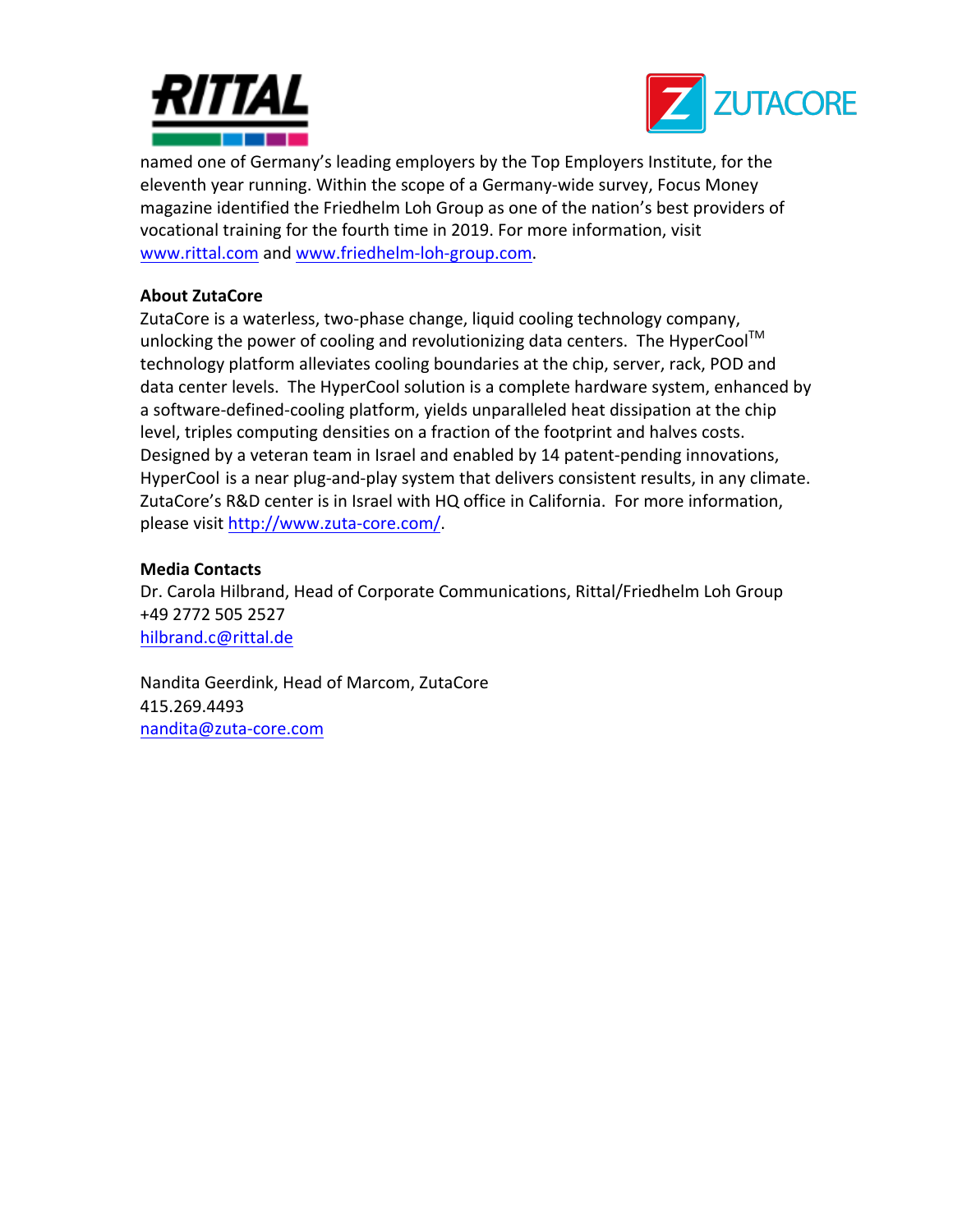named one of Germany's leading employers by the Top Employers Institute, for the eleventh year running. Within the scope of a Germany-wide survey, Focus Money magazine identified the Friedhelm Loh Group as one of the nation's best providers of vocational training for the fourth time in 2019. For more information, visit www.rittal.com and www.friedhelm-loh-group.com.

**About ZutaCore**

ZutaCore is a waterless, two-phase change, liquid cooling technology company, unlocking the power of cooling and revolutionizing data centers. The HyperCool™ technology platform alleviates cooling boundaries at the chip, server, rack, POD and data center levels. The HyperCool solution is a complete hardware system, enhanced by a software-defined-cooling platform, yields unparalleled heat dissipation at the chip level, triples computing densities on a fraction of the footprint and halves costs. Designed by a veteran team in Israel and enabled by 14 patent-pending innovations, HyperCool is a near plug-and-play system that delivers consistent results, in any climate. ZutaCore's R&D center is in Israel with HQ office in California. For more information, please visit http://www.zuta-core.com/.

**Media Contacts**

Dr. Carola Hilbrand, Head of Corporate Communications, Rittal/Friedhelm Loh Group
+49 2772 505 2527
hilbrand.c@rittal.de

Nandita Geerdink, Head of Marcom, ZutaCore
415.269.4493
nandita@zuta-core.com